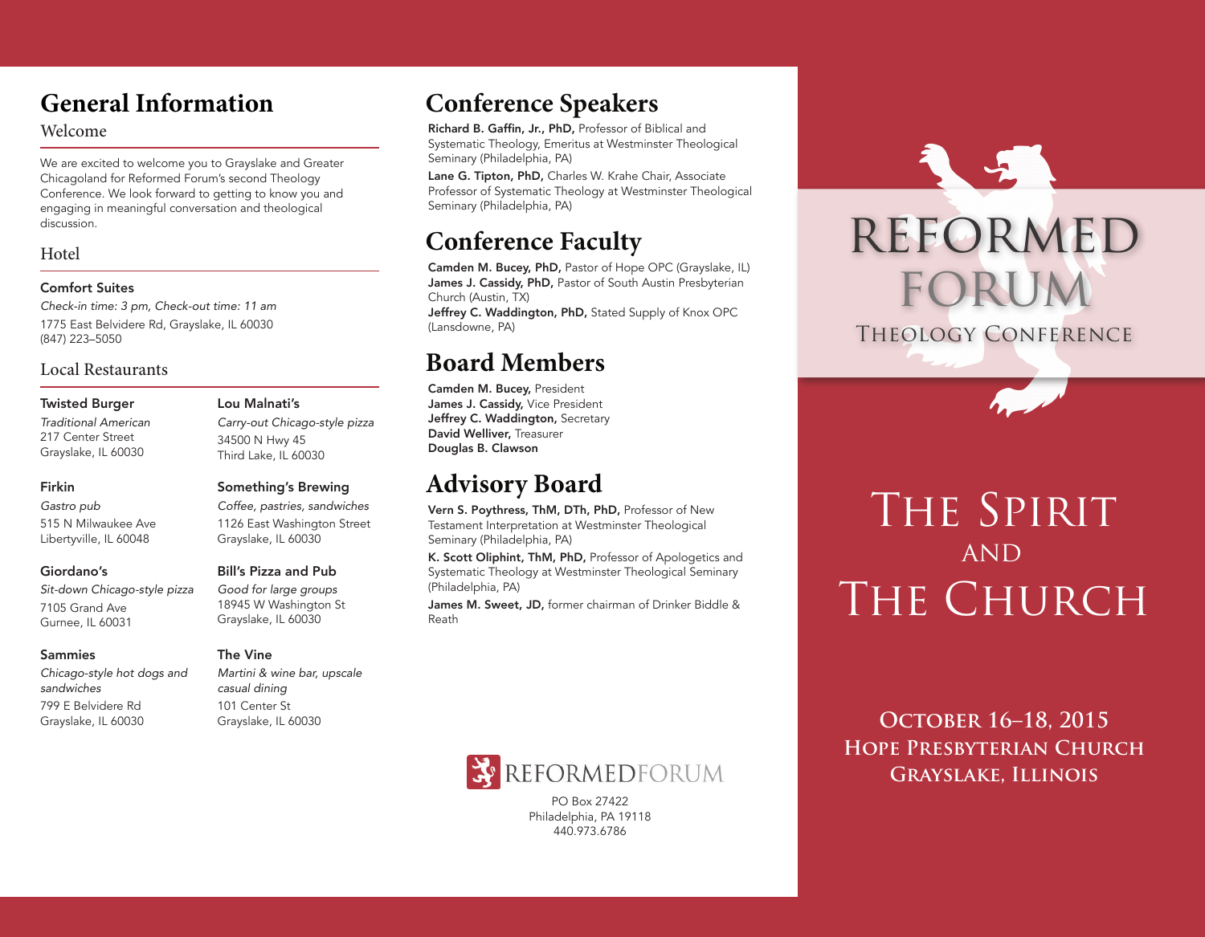# General Information

## Welcome

We are excited to welcome you to Grayslake and Greater Chicagoland for Reformed Forum's second Theology Conference. We look forward to getting to know you and engaging in meaningful conversation and theological discussion.

## Hotel

**Comfort Suites**
*Check-in time: 3 pm, Check-out time: 11 am*
1775 East Belvidere Rd, Grayslake, IL 60030
(847) 223–5050

## Local Restaurants

**Twisted Burger**
*Traditional American*
217 Center Street
Grayslake, IL 60030

**Firkin**
*Gastro pub*
515 N Milwaukee Ave
Libertyville, IL 60048

**Giordano's**
*Sit-down Chicago-style pizza*
7105 Grand Ave
Gurnee, IL 60031

**Sammies**
*Chicago-style hot dogs and sandwiches*
799 E Belvidere Rd
Grayslake, IL 60030

**Lou Malnati's**
*Carry-out Chicago-style pizza*
34500 N Hwy 45
Third Lake, IL 60030

**Something's Brewing**
*Coffee, pastries, sandwiches*
1126 East Washington Street
Grayslake, IL 60030

**Bill's Pizza and Pub**
*Good for large groups*
18945 W Washington St
Grayslake, IL 60030

**The Vine**
*Martini & wine bar, upscale casual dining*
101 Center St
Grayslake, IL 60030

# Conference Speakers

**Richard B. Gaffin, Jr., PhD,** Professor of Biblical and Systematic Theology, Emeritus at Westminster Theological Seminary (Philadelphia, PA)

**Lane G. Tipton, PhD,** Charles W. Krahe Chair, Associate Professor of Systematic Theology at Westminster Theological Seminary (Philadelphia, PA)

# Conference Faculty

**Camden M. Bucey, PhD,** Pastor of Hope OPC (Grayslake, IL)
**James J. Cassidy, PhD,** Pastor of South Austin Presbyterian Church (Austin, TX)
**Jeffrey C. Waddington, PhD,** Stated Supply of Knox OPC (Lansdowne, PA)

# Board Members

**Camden M. Bucey,** President
**James J. Cassidy,** Vice President
**Jeffrey C. Waddington,** Secretary
**David Welliver,** Treasurer
**Douglas B. Clawson**

# Advisory Board

**Vern S. Poythress, ThM, DTh, PhD,** Professor of New Testament Interpretation at Westminster Theological Seminary (Philadelphia, PA)

**K. Scott Oliphint, ThM, PhD,** Professor of Apologetics and Systematic Theology at Westminster Theological Seminary (Philadelphia, PA)

**James M. Sweet, JD,** former chairman of Drinker Biddle & Reath

REFORMEDFORUM
PO Box 27422
Philadelphia, PA 19118
440.973.6786

# Reformed Forum

## Theology Conference

# The Spirit and The Church

**October 16–18, 2015**
**Hope Presbyterian Church**
**Grayslake, Illinois**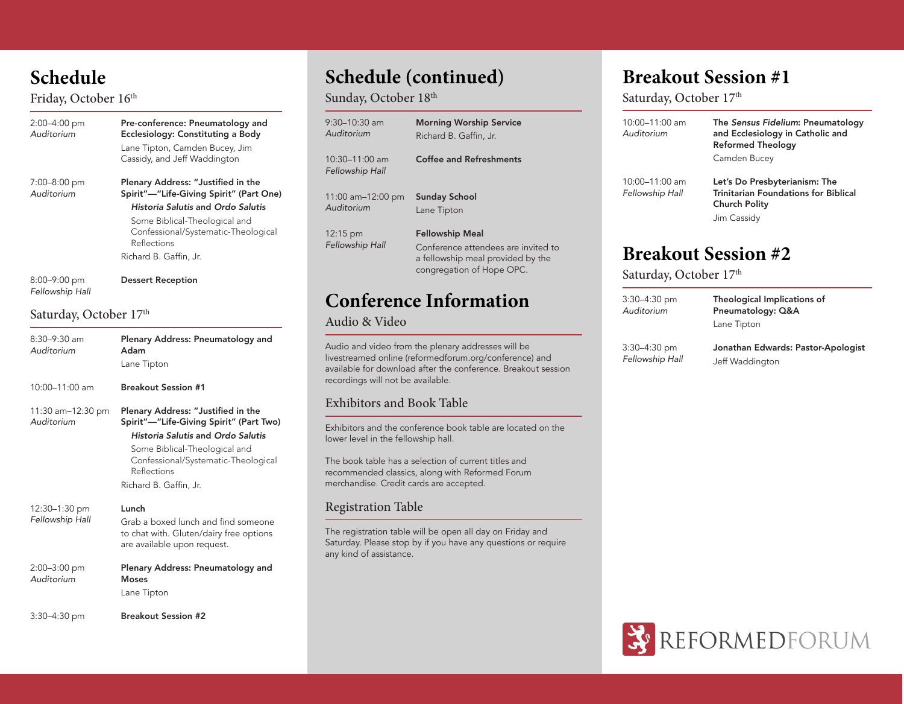# Schedule

## Friday, October 16th

| | |
|---|---|
| 2:00–4:00 pm *Auditorium* | **Pre-conference: Pneumatology and Ecclesiology: Constituting a Body** Lane Tipton, Camden Bucey, Jim Cassidy, and Jeff Waddington |
| 7:00–8:00 pm *Auditorium* | **Plenary Address: "Justified in the Spirit"—"Life-Giving Spirit" (Part One)** ***Historia Salutis* and *Ordo Salutis*** Some Biblical-Theological and Confessional/Systematic-Theological Reflections Richard B. Gaffin, Jr. |
| 8:00–9:00 pm *Fellowship Hall* | **Dessert Reception** |

## Saturday, October 17th

| | |
|---|---|
| 8:30–9:30 am *Auditorium* | **Plenary Address: Pneumatology and Adam** Lane Tipton |
| 10:00–11:00 am | **Breakout Session #1** |
| 11:30 am–12:30 pm *Auditorium* | **Plenary Address: "Justified in the Spirit"—"Life-Giving Spirit" (Part Two)** ***Historia Salutis* and *Ordo Salutis*** Some Biblical-Theological and Confessional/Systematic-Theological Reflections Richard B. Gaffin, Jr. |
| 12:30–1:30 pm *Fellowship Hall* | **Lunch** Grab a boxed lunch and find someone to chat with. Gluten/dairy free options are available upon request. |
| 2:00–3:00 pm *Auditorium* | **Plenary Address: Pneumatology and Moses** Lane Tipton |
| 3:30–4:30 pm | **Breakout Session #2** |

# Schedule (continued)

## Sunday, October 18th

| | |
|---|---|
| 9:30–10:30 am *Auditorium* | **Morning Worship Service** Richard B. Gaffin, Jr. |
| 10:30–11:00 am *Fellowship Hall* | **Coffee and Refreshments** |
| 11:00 am–12:00 pm *Auditorium* | **Sunday School** Lane Tipton |
| 12:15 pm *Fellowship Hall* | **Fellowship Meal** Conference attendees are invited to a fellowship meal provided by the congregation of Hope OPC. |

# Conference Information

## Audio & Video

Audio and video from the plenary addresses will be livestreamed online (reformedforum.org/conference) and available for download after the conference. Breakout session recordings will not be available.

## Exhibitors and Book Table

Exhibitors and the conference book table are located on the lower level in the fellowship hall.

The book table has a selection of current titles and recommended classics, along with Reformed Forum merchandise. Credit cards are accepted.

## Registration Table

The registration table will be open all day on Friday and Saturday. Please stop by if you have any questions or require any kind of assistance.

# Breakout Session #1

## Saturday, October 17th

| | |
|---|---|
| 10:00–11:00 am *Auditorium* | **The *Sensus Fidelium*: Pneumatology and Ecclesiology in Catholic and Reformed Theology** Camden Bucey |
| 10:00–11:00 am *Fellowship Hall* | **Let's Do Presbyterianism: The Trinitarian Foundations for Biblical Church Polity** Jim Cassidy |

# Breakout Session #2

## Saturday, October 17th

| | |
|---|---|
| 3:30–4:30 pm *Auditorium* | **Theological Implications of Pneumatology: Q&A** Lane Tipton |
| 3:30–4:30 pm *Fellowship Hall* | **Jonathan Edwards: Pastor-Apologist** Jeff Waddington |

REFORMEDFORUM